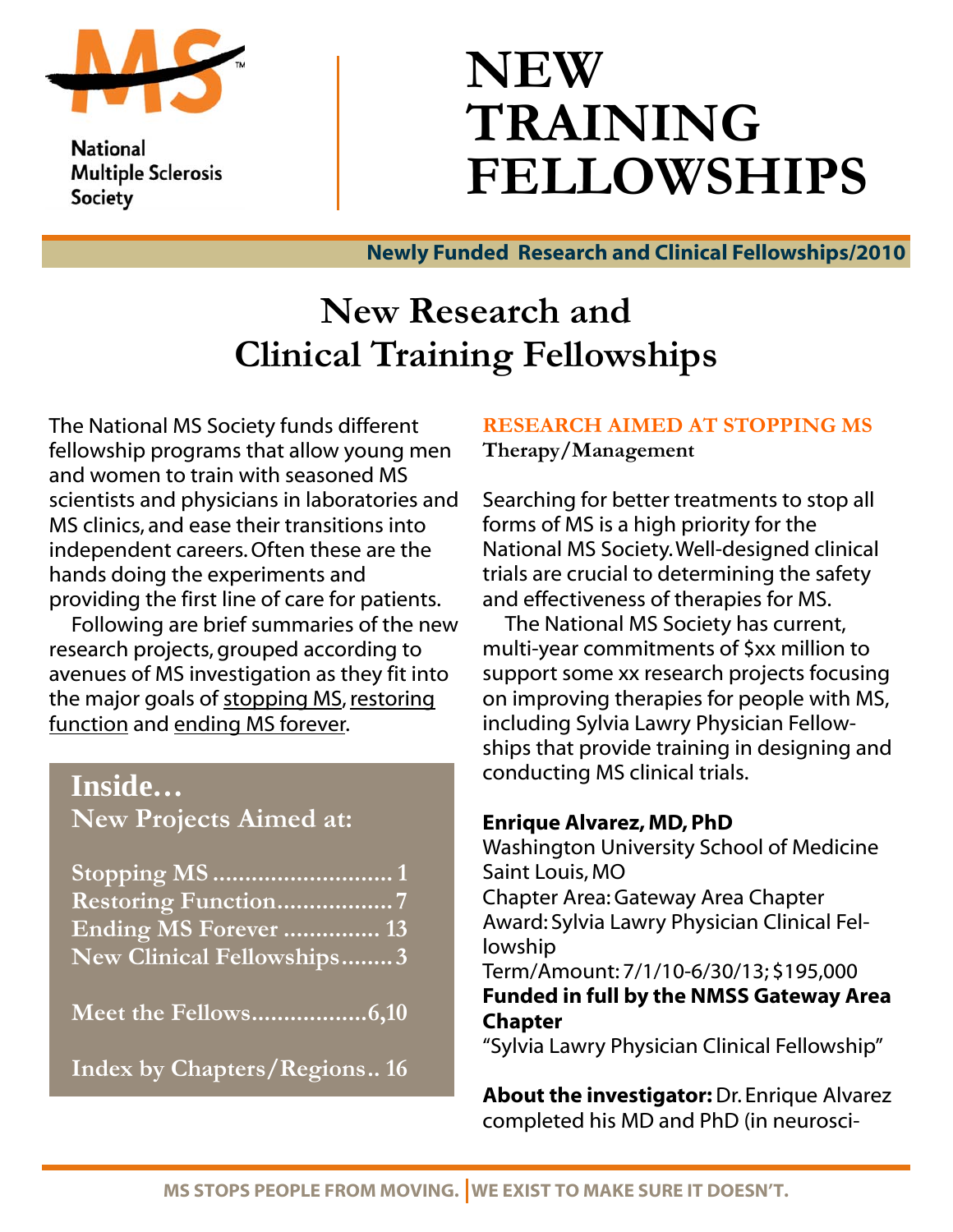National Multiple Sclerosis Society

# NEW TRAINING FELLOWSHIPS

**Newly Funded Research and Clinical Fellowships/2010**

## New Research and Clinical Training Fellowships

The National MS Society funds different fellowship programs that allow young men and women to train with seasoned MS scientists and physicians in laboratories and MS clinics, and ease their transitions into independent careers. Often these are the hands doing the experiments and providing the first line of care for patients.

Following are brief summaries of the new research projects, grouped according to avenues of MS investigation as they fit into the major goals of stopping MS, restoring function and ending MS forever.

**Inside…**
**New Projects Aimed at:**

- Stopping MS ............................ 1
- Restoring Function.................. 7
- Ending MS Forever ............... 13
- New Clinical Fellowships........ 3
- Meet the Fellows..................6,10
- Index by Chapters/Regions.. 16

### RESEARCH AIMED AT STOPPING MS

**Therapy/Management**

Searching for better treatments to stop all forms of MS is a high priority for the National MS Society. Well-designed clinical trials are crucial to determining the safety and effectiveness of therapies for MS.

The National MS Society has current, multi-year commitments of $xx million to support some xx research projects focusing on improving therapies for people with MS, including Sylvia Lawry Physician Fellowships that provide training in designing and conducting MS clinical trials.

**Enrique Alvarez, MD, PhD**
Washington University School of Medicine
Saint Louis, MO
Chapter Area: Gateway Area Chapter
Award: Sylvia Lawry Physician Clinical Fellowship
Term/Amount: 7/1/10-6/30/13; $195,000
**Funded in full by the NMSS Gateway Area Chapter**
"Sylvia Lawry Physician Clinical Fellowship"

**About the investigator:** Dr. Enrique Alvarez completed his MD and PhD (in neurosci-

MS STOPS PEOPLE FROM MOVING. | WE EXIST TO MAKE SURE IT DOESN'T.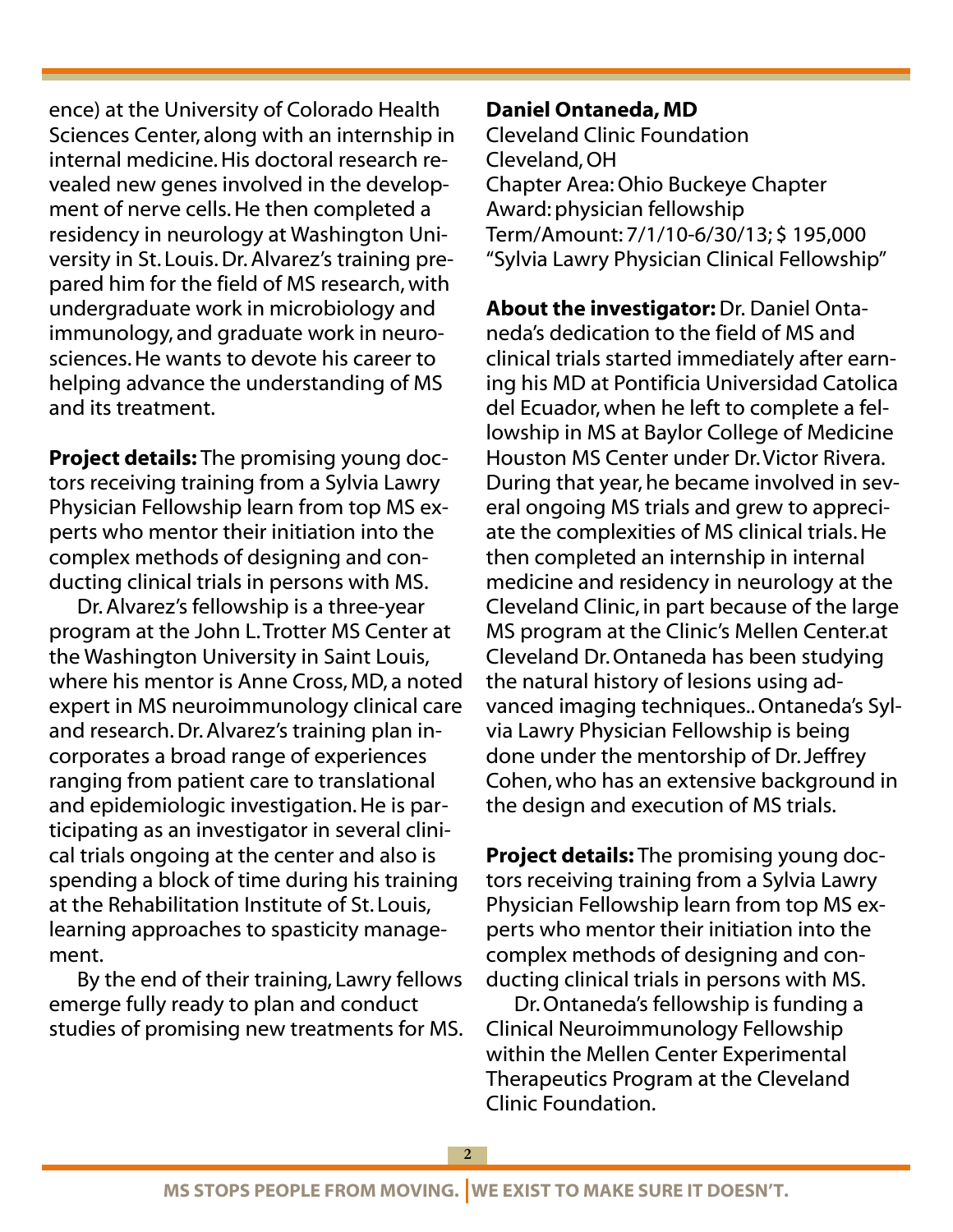ence) at the University of Colorado Health Sciences Center, along with an internship in internal medicine. His doctoral research revealed new genes involved in the development of nerve cells. He then completed a residency in neurology at Washington University in St. Louis. Dr. Alvarez's training prepared him for the field of MS research, with undergraduate work in microbiology and immunology, and graduate work in neurosciences. He wants to devote his career to helping advance the understanding of MS and its treatment.

**Project details:** The promising young doctors receiving training from a Sylvia Lawry Physician Fellowship learn from top MS experts who mentor their initiation into the complex methods of designing and conducting clinical trials in persons with MS.

Dr. Alvarez's fellowship is a three-year program at the John L. Trotter MS Center at the Washington University in Saint Louis, where his mentor is Anne Cross, MD, a noted expert in MS neuroimmunology clinical care and research. Dr. Alvarez's training plan incorporates a broad range of experiences ranging from patient care to translational and epidemiologic investigation. He is participating as an investigator in several clinical trials ongoing at the center and also is spending a block of time during his training at the Rehabilitation Institute of St. Louis, learning approaches to spasticity management.

By the end of their training, Lawry fellows emerge fully ready to plan and conduct studies of promising new treatments for MS.

**Daniel Ontaneda, MD**
Cleveland Clinic Foundation
Cleveland, OH
Chapter Area: Ohio Buckeye Chapter
Award: physician fellowship
Term/Amount: 7/1/10-6/30/13; $ 195,000
"Sylvia Lawry Physician Clinical Fellowship"

**About the investigator:** Dr. Daniel Ontaneda's dedication to the field of MS and clinical trials started immediately after earning his MD at Pontificia Universidad Catolica del Ecuador, when he left to complete a fellowship in MS at Baylor College of Medicine Houston MS Center under Dr. Victor Rivera. During that year, he became involved in several ongoing MS trials and grew to appreciate the complexities of MS clinical trials. He then completed an internship in internal medicine and residency in neurology at the Cleveland Clinic, in part because of the large MS program at the Clinic's Mellen Center.at Cleveland Dr. Ontaneda has been studying the natural history of lesions using advanced imaging techniques.. Ontaneda's Sylvia Lawry Physician Fellowship is being done under the mentorship of Dr. Jeffrey Cohen, who has an extensive background in the design and execution of MS trials.

**Project details:** The promising young doctors receiving training from a Sylvia Lawry Physician Fellowship learn from top MS experts who mentor their initiation into the complex methods of designing and conducting clinical trials in persons with MS.

Dr. Ontaneda's fellowship is funding a Clinical Neuroimmunology Fellowship within the Mellen Center Experimental Therapeutics Program at the Cleveland Clinic Foundation.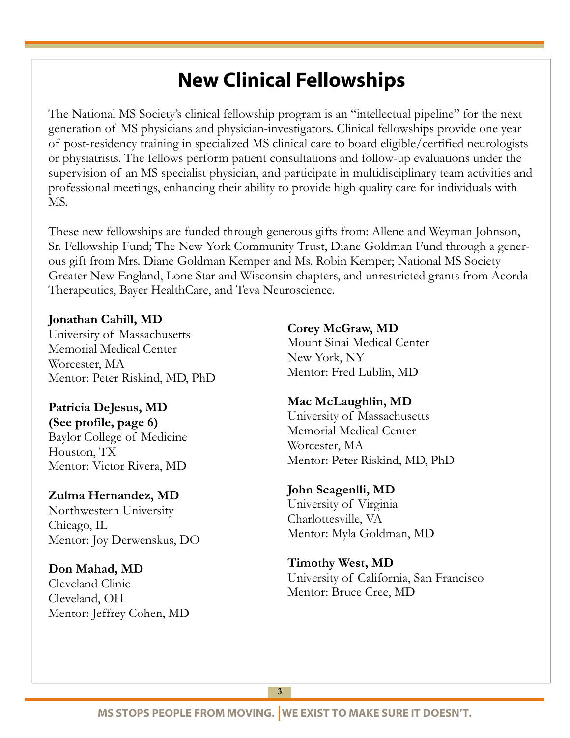# New Clinical Fellowships

The National MS Society's clinical fellowship program is an "intellectual pipeline" for the next generation of MS physicians and physician-investigators. Clinical fellowships provide one year of post-residency training in specialized MS clinical care to board eligible/certified neurologists or physiatrists. The fellows perform patient consultations and follow-up evaluations under the supervision of an MS specialist physician, and participate in multidisciplinary team activities and professional meetings, enhancing their ability to provide high quality care for individuals with MS.

These new fellowships are funded through generous gifts from: Allene and Weyman Johnson, Sr. Fellowship Fund; The New York Community Trust, Diane Goldman Fund through a generous gift from Mrs. Diane Goldman Kemper and Ms. Robin Kemper; National MS Society Greater New England, Lone Star and Wisconsin chapters, and unrestricted grants from Acorda Therapeutics, Bayer HealthCare, and Teva Neuroscience.

**Jonathan Cahill, MD**
University of Massachusetts
Memorial Medical Center
Worcester, MA
Mentor: Peter Riskind, MD, PhD

**Patricia DeJesus, MD**
**(See profile, page 6)**
Baylor College of Medicine
Houston, TX
Mentor: Victor Rivera, MD

**Zulma Hernandez, MD**
Northwestern University
Chicago, IL
Mentor: Joy Derwenskus, DO

**Don Mahad, MD**
Cleveland Clinic
Cleveland, OH
Mentor: Jeffrey Cohen, MD

**Corey McGraw, MD**
Mount Sinai Medical Center
New York, NY
Mentor: Fred Lublin, MD

**Mac McLaughlin, MD**
University of Massachusetts
Memorial Medical Center
Worcester, MA
Mentor: Peter Riskind, MD, PhD

**John Scagenlli, MD**
University of Virginia
Charlottesville, VA
Mentor: Myla Goldman, MD

**Timothy West, MD**
University of California, San Francisco
Mentor: Bruce Cree, MD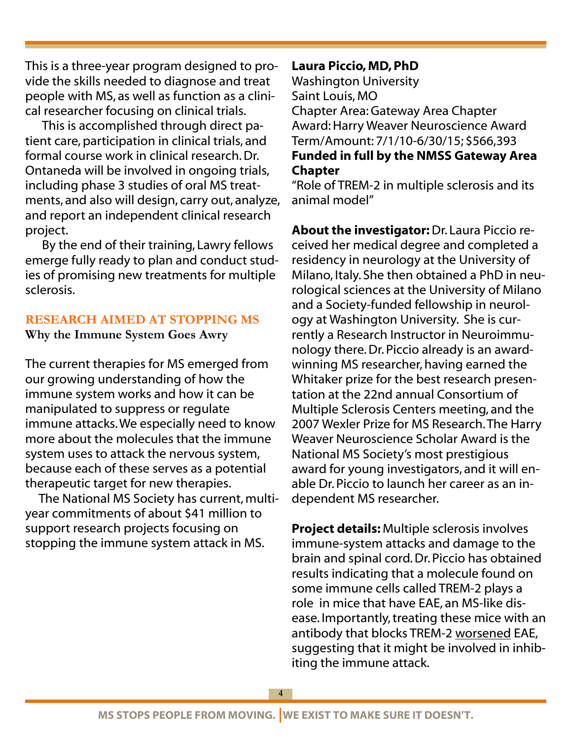This is a three-year program designed to provide the skills needed to diagnose and treat people with MS, as well as function as a clinical researcher focusing on clinical trials.

This is accomplished through direct patient care, participation in clinical trials, and formal course work in clinical research. Dr. Ontaneda will be involved in ongoing trials, including phase 3 studies of oral MS treatments, and also will design, carry out, analyze, and report an independent clinical research project.

By the end of their training, Lawry fellows emerge fully ready to plan and conduct studies of promising new treatments for multiple sclerosis.

## RESEARCH AIMED AT STOPPING MS

### Why the Immune System Goes Awry

The current therapies for MS emerged from our growing understanding of how the immune system works and how it can be manipulated to suppress or regulate immune attacks. We especially need to know more about the molecules that the immune system uses to attack the nervous system, because each of these serves as a potential therapeutic target for new therapies.

The National MS Society has current, multi-year commitments of about $41 million to support research projects focusing on stopping the immune system attack in MS.

**Laura Piccio, MD, PhD**
Washington University
Saint Louis, MO
Chapter Area: Gateway Area Chapter
Award: Harry Weaver Neuroscience Award
Term/Amount: 7/1/10-6/30/15; $566,393
**Funded in full by the NMSS Gateway Area Chapter**
"Role of TREM-2 in multiple sclerosis and its animal model"

**About the investigator:** Dr. Laura Piccio received her medical degree and completed a residency in neurology at the University of Milano, Italy. She then obtained a PhD in neurological sciences at the University of Milano and a Society-funded fellowship in neurology at Washington University. She is currently a Research Instructor in Neuroimmunology there. Dr. Piccio already is an award-winning MS researcher, having earned the Whitaker prize for the best research presentation at the 22nd annual Consortium of Multiple Sclerosis Centers meeting, and the 2007 Wexler Prize for MS Research. The Harry Weaver Neuroscience Scholar Award is the National MS Society's most prestigious award for young investigators, and it will enable Dr. Piccio to launch her career as an independent MS researcher.

**Project details:** Multiple sclerosis involves immune-system attacks and damage to the brain and spinal cord. Dr. Piccio has obtained results indicating that a molecule found on some immune cells called TREM-2 plays a role in mice that have EAE, an MS-like disease. Importantly, treating these mice with an antibody that blocks TREM-2 <u>worsened</u> EAE, suggesting that it might be involved in inhibiting the immune attack.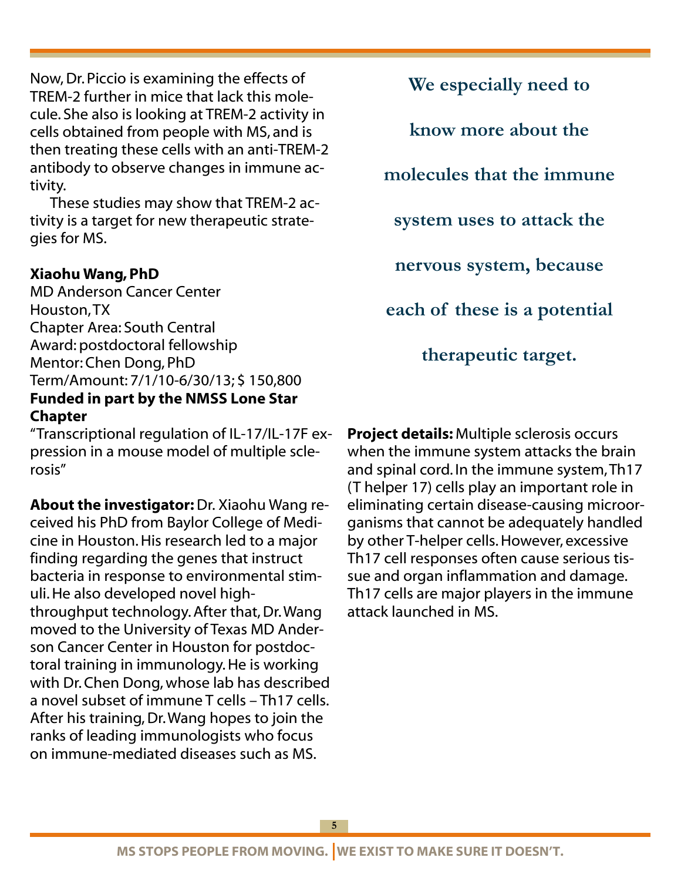Now, Dr. Piccio is examining the effects of TREM-2 further in mice that lack this molecule. She also is looking at TREM-2 activity in cells obtained from people with MS, and is then treating these cells with an anti-TREM-2 antibody to observe changes in immune activity.

These studies may show that TREM-2 activity is a target for new therapeutic strategies for MS.

**Xiaohu Wang, PhD**
MD Anderson Cancer Center
Houston, TX
Chapter Area: South Central
Award: postdoctoral fellowship
Mentor: Chen Dong, PhD
Term/Amount: 7/1/10-6/30/13; $ 150,800
**Funded in part by the NMSS Lone Star Chapter**
"Transcriptional regulation of IL-17/IL-17F expression in a mouse model of multiple sclerosis"

**About the investigator:** Dr. Xiaohu Wang received his PhD from Baylor College of Medicine in Houston. His research led to a major finding regarding the genes that instruct bacteria in response to environmental stimuli. He also developed novel high-throughput technology. After that, Dr. Wang moved to the University of Texas MD Anderson Cancer Center in Houston for postdoctoral training in immunology. He is working with Dr. Chen Dong, whose lab has described a novel subset of immune T cells – Th17 cells. After his training, Dr. Wang hopes to join the ranks of leading immunologists who focus on immune-mediated diseases such as MS.

**We especially need to know more about the molecules that the immune system uses to attack the nervous system, because each of these is a potential therapeutic target.**

**Project details:** Multiple sclerosis occurs when the immune system attacks the brain and spinal cord. In the immune system, Th17 (T helper 17) cells play an important role in eliminating certain disease-causing microorganisms that cannot be adequately handled by other T-helper cells. However, excessive Th17 cell responses often cause serious tissue and organ inflammation and damage. Th17 cells are major players in the immune attack launched in MS.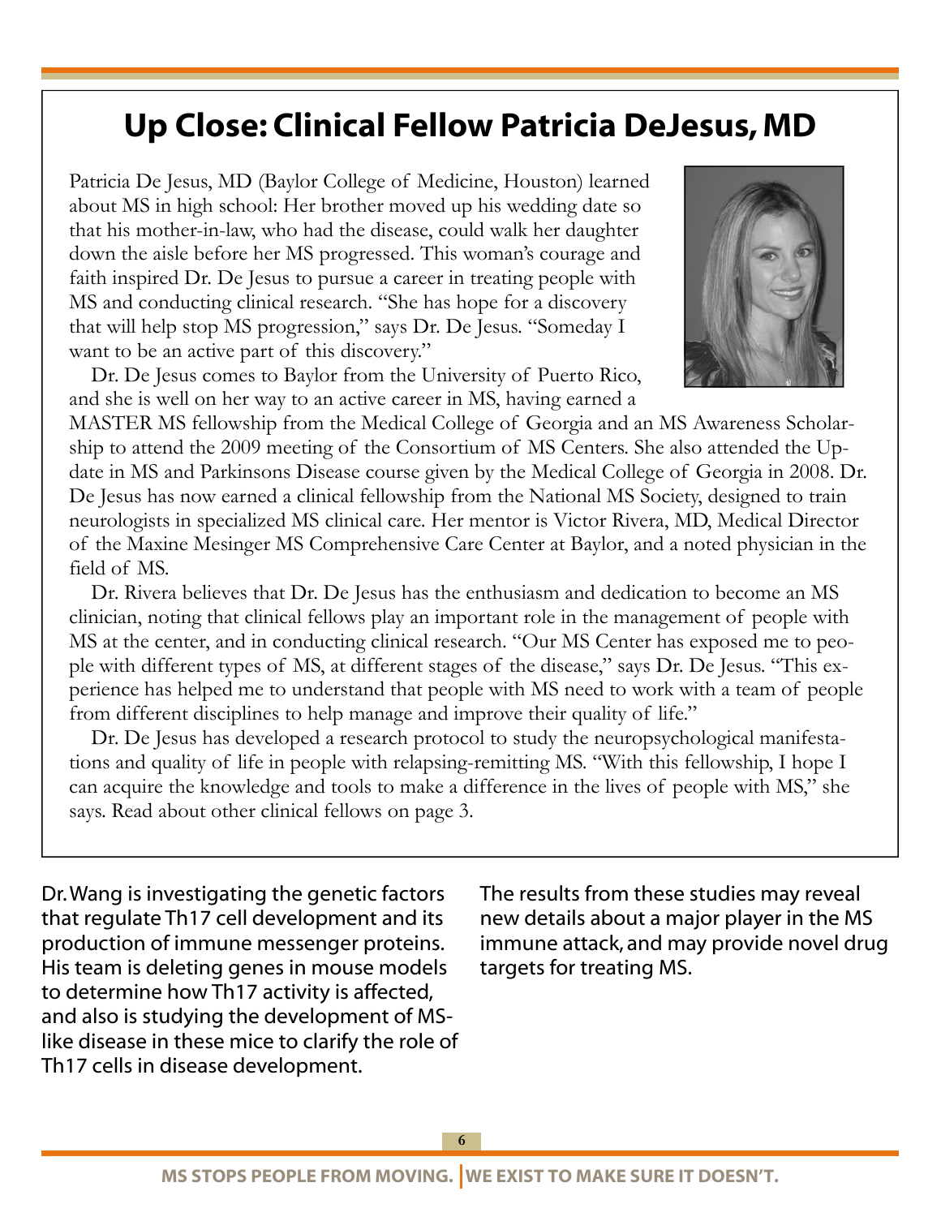## Up Close: Clinical Fellow Patricia DeJesus, MD

Patricia De Jesus, MD (Baylor College of Medicine, Houston) learned about MS in high school: Her brother moved up his wedding date so that his mother-in-law, who had the disease, could walk her daughter down the aisle before her MS progressed. This woman's courage and faith inspired Dr. De Jesus to pursue a career in treating people with MS and conducting clinical research. "She has hope for a discovery that will help stop MS progression," says Dr. De Jesus. "Someday I want to be an active part of this discovery."

Dr. De Jesus comes to Baylor from the University of Puerto Rico, and she is well on her way to an active career in MS, having earned a MASTER MS fellowship from the Medical College of Georgia and an MS Awareness Scholarship to attend the 2009 meeting of the Consortium of MS Centers. She also attended the Update in MS and Parkinsons Disease course given by the Medical College of Georgia in 2008. Dr. De Jesus has now earned a clinical fellowship from the National MS Society, designed to train neurologists in specialized MS clinical care. Her mentor is Victor Rivera, MD, Medical Director of the Maxine Mesinger MS Comprehensive Care Center at Baylor, and a noted physician in the field of MS.

Dr. Rivera believes that Dr. De Jesus has the enthusiasm and dedication to become an MS clinician, noting that clinical fellows play an important role in the management of people with MS at the center, and in conducting clinical research. "Our MS Center has exposed me to people with different types of MS, at different stages of the disease," says Dr. De Jesus. "This experience has helped me to understand that people with MS need to work with a team of people from different disciplines to help manage and improve their quality of life."

Dr. De Jesus has developed a research protocol to study the neuropsychological manifestations and quality of life in people with relapsing-remitting MS. "With this fellowship, I hope I can acquire the knowledge and tools to make a difference in the lives of people with MS," she says. Read about other clinical fellows on page 3.

Dr. Wang is investigating the genetic factors that regulate Th17 cell development and its production of immune messenger proteins. His team is deleting genes in mouse models to determine how Th17 activity is affected, and also is studying the development of MS-like disease in these mice to clarify the role of Th17 cells in disease development.

The results from these studies may reveal new details about a major player in the MS immune attack, and may provide novel drug targets for treating MS.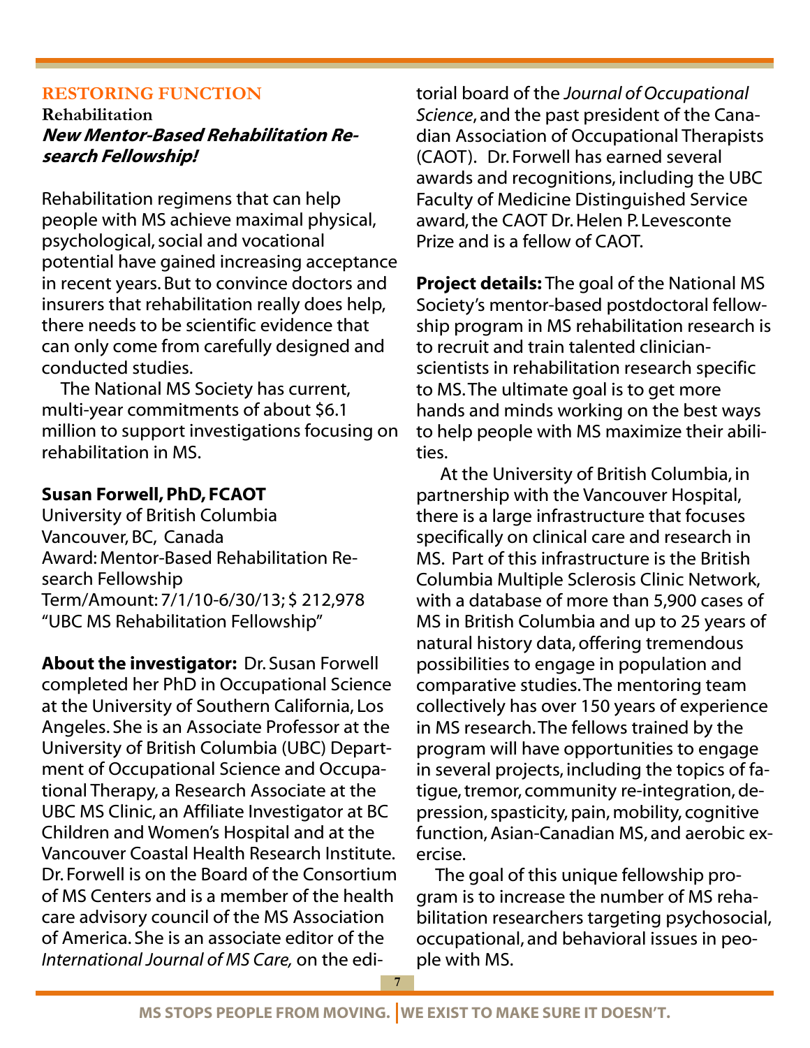## RESTORING FUNCTION

### Rehabilitation

### *New Mentor-Based Rehabilitation Research Fellowship!*

Rehabilitation regimens that can help people with MS achieve maximal physical, psychological, social and vocational potential have gained increasing acceptance in recent years. But to convince doctors and insurers that rehabilitation really does help, there needs to be scientific evidence that can only come from carefully designed and conducted studies.

The National MS Society has current, multi-year commitments of about $6.1 million to support investigations focusing on rehabilitation in MS.

**Susan Forwell, PhD, FCAOT**
University of British Columbia
Vancouver, BC, Canada
Award: Mentor-Based Rehabilitation Research Fellowship
Term/Amount: 7/1/10-6/30/13; $ 212,978
"UBC MS Rehabilitation Fellowship"

**About the investigator:** Dr. Susan Forwell completed her PhD in Occupational Science at the University of Southern California, Los Angeles. She is an Associate Professor at the University of British Columbia (UBC) Department of Occupational Science and Occupational Therapy, a Research Associate at the UBC MS Clinic, an Affiliate Investigator at BC Children and Women's Hospital and at the Vancouver Coastal Health Research Institute. Dr. Forwell is on the Board of the Consortium of MS Centers and is a member of the health care advisory council of the MS Association of America. She is an associate editor of the *International Journal of MS Care,* on the editorial board of the *Journal of Occupational Science*, and the past president of the Canadian Association of Occupational Therapists (CAOT). Dr. Forwell has earned several awards and recognitions, including the UBC Faculty of Medicine Distinguished Service award, the CAOT Dr. Helen P. Levesconte Prize and is a fellow of CAOT.

**Project details:** The goal of the National MS Society's mentor-based postdoctoral fellowship program in MS rehabilitation research is to recruit and train talented clinician-scientists in rehabilitation research specific to MS. The ultimate goal is to get more hands and minds working on the best ways to help people with MS maximize their abilities.

At the University of British Columbia, in partnership with the Vancouver Hospital, there is a large infrastructure that focuses specifically on clinical care and research in MS. Part of this infrastructure is the British Columbia Multiple Sclerosis Clinic Network, with a database of more than 5,900 cases of MS in British Columbia and up to 25 years of natural history data, offering tremendous possibilities to engage in population and comparative studies. The mentoring team collectively has over 150 years of experience in MS research. The fellows trained by the program will have opportunities to engage in several projects, including the topics of fatigue, tremor, community re-integration, depression, spasticity, pain, mobility, cognitive function, Asian-Canadian MS, and aerobic exercise.

The goal of this unique fellowship program is to increase the number of MS rehabilitation researchers targeting psychosocial, occupational, and behavioral issues in people with MS.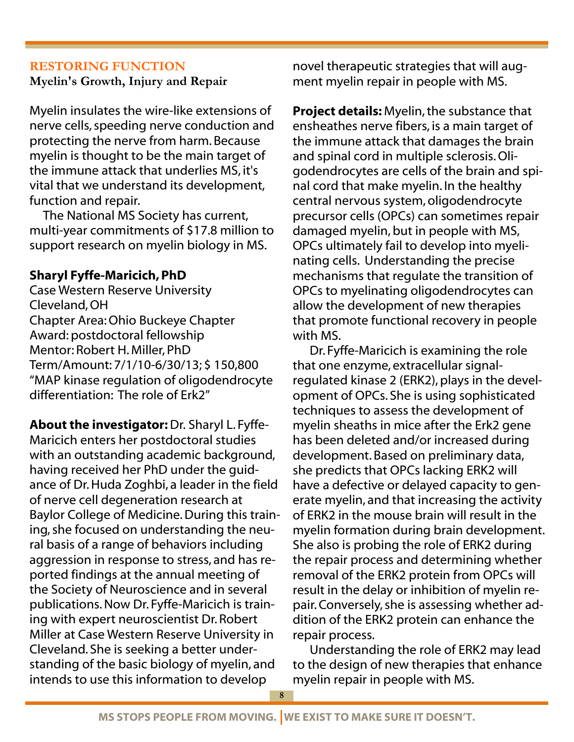## RESTORING FUNCTION

**Myelin's Growth, Injury and Repair**

Myelin insulates the wire-like extensions of nerve cells, speeding nerve conduction and protecting the nerve from harm. Because myelin is thought to be the main target of the immune attack that underlies MS, it's vital that we understand its development, function and repair.

The National MS Society has current, multi-year commitments of $17.8 million to support research on myelin biology in MS.

**Sharyl Fyffe-Maricich, PhD**
Case Western Reserve University
Cleveland, OH
Chapter Area: Ohio Buckeye Chapter
Award: postdoctoral fellowship
Mentor: Robert H. Miller, PhD
Term/Amount: 7/1/10-6/30/13; $ 150,800
"MAP kinase regulation of oligodendrocyte differentiation: The role of Erk2"

**About the investigator:** Dr. Sharyl L. Fyffe-Maricich enters her postdoctoral studies with an outstanding academic background, having received her PhD under the guidance of Dr. Huda Zoghbi, a leader in the field of nerve cell degeneration research at Baylor College of Medicine. During this training, she focused on understanding the neural basis of a range of behaviors including aggression in response to stress, and has reported findings at the annual meeting of the Society of Neuroscience and in several publications. Now Dr. Fyffe-Maricich is training with expert neuroscientist Dr. Robert Miller at Case Western Reserve University in Cleveland. She is seeking a better understanding of the basic biology of myelin, and intends to use this information to develop novel therapeutic strategies that will augment myelin repair in people with MS.

**Project details:** Myelin, the substance that ensheathes nerve fibers, is a main target of the immune attack that damages the brain and spinal cord in multiple sclerosis. Oligodendrocytes are cells of the brain and spinal cord that make myelin. In the healthy central nervous system, oligodendrocyte precursor cells (OPCs) can sometimes repair damaged myelin, but in people with MS, OPCs ultimately fail to develop into myelinating cells. Understanding the precise mechanisms that regulate the transition of OPCs to myelinating oligodendrocytes can allow the development of new therapies that promote functional recovery in people with MS.

Dr. Fyffe-Maricich is examining the role that one enzyme, extracellular signal-regulated kinase 2 (ERK2), plays in the development of OPCs. She is using sophisticated techniques to assess the development of myelin sheaths in mice after the Erk2 gene has been deleted and/or increased during development. Based on preliminary data, she predicts that OPCs lacking ERK2 will have a defective or delayed capacity to generate myelin, and that increasing the activity of ERK2 in the mouse brain will result in the myelin formation during brain development. She also is probing the role of ERK2 during the repair process and determining whether removal of the ERK2 protein from OPCs will result in the delay or inhibition of myelin repair. Conversely, she is assessing whether addition of the ERK2 protein can enhance the repair process.

Understanding the role of ERK2 may lead to the design of new therapies that enhance myelin repair in people with MS.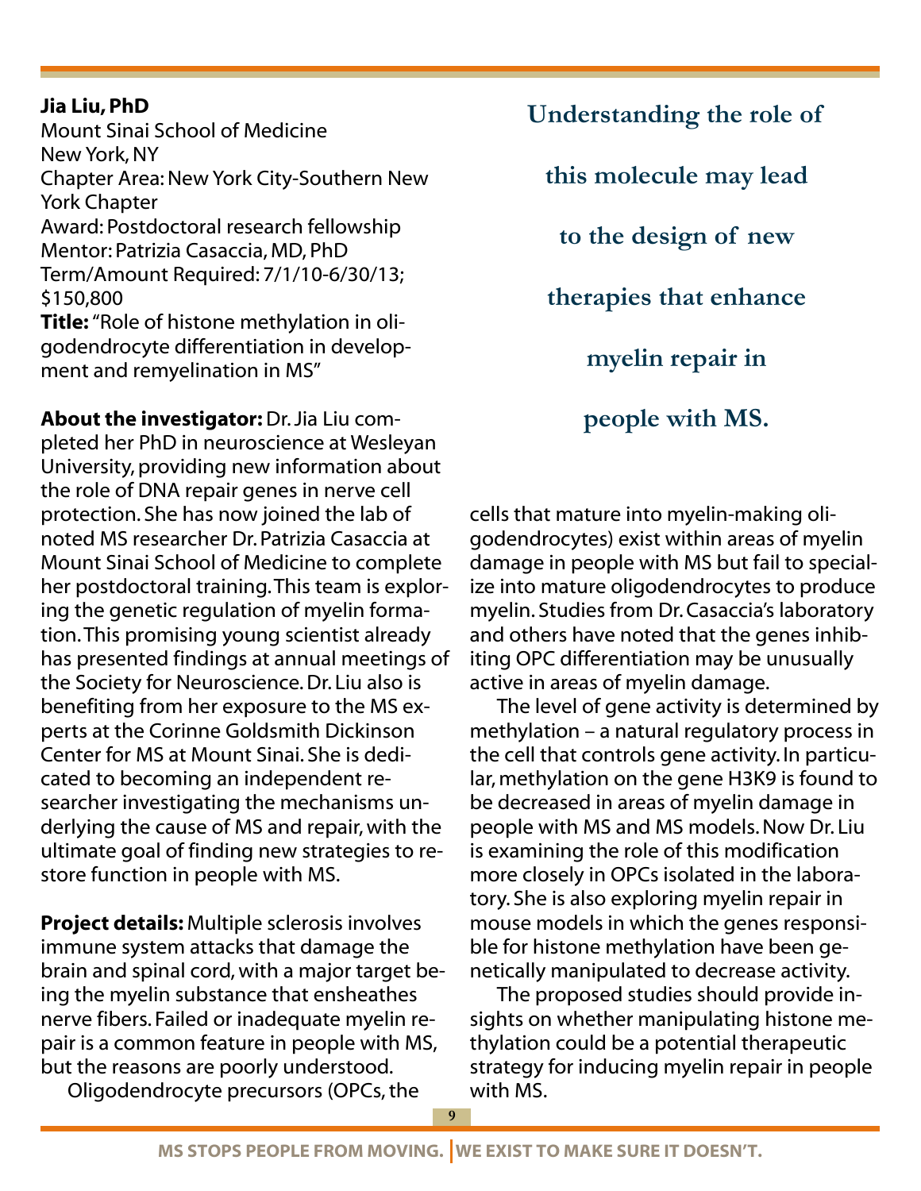**Jia Liu, PhD**
Mount Sinai School of Medicine
New York, NY
Chapter Area: New York City-Southern New York Chapter
Award: Postdoctoral research fellowship
Mentor: Patrizia Casaccia, MD, PhD
Term/Amount Required: 7/1/10-6/30/13; $150,800
**Title:** "Role of histone methylation in oligodendrocyte differentiation in development and remyelination in MS"

**About the investigator:** Dr. Jia Liu completed her PhD in neuroscience at Wesleyan University, providing new information about the role of DNA repair genes in nerve cell protection. She has now joined the lab of noted MS researcher Dr. Patrizia Casaccia at Mount Sinai School of Medicine to complete her postdoctoral training. This team is exploring the genetic regulation of myelin formation. This promising young scientist already has presented findings at annual meetings of the Society for Neuroscience. Dr. Liu also is benefiting from her exposure to the MS experts at the Corinne Goldsmith Dickinson Center for MS at Mount Sinai. She is dedicated to becoming an independent researcher investigating the mechanisms underlying the cause of MS and repair, with the ultimate goal of finding new strategies to restore function in people with MS.

**Project details:** Multiple sclerosis involves immune system attacks that damage the brain and spinal cord, with a major target being the myelin substance that ensheathes nerve fibers. Failed or inadequate myelin repair is a common feature in people with MS, but the reasons are poorly understood.

Oligodendrocyte precursors (OPCs, the cells that mature into myelin-making oligodendrocytes) exist within areas of myelin damage in people with MS but fail to specialize into mature oligodendrocytes to produce myelin. Studies from Dr. Casaccia's laboratory and others have noted that the genes inhibiting OPC differentiation may be unusually active in areas of myelin damage.

The level of gene activity is determined by methylation – a natural regulatory process in the cell that controls gene activity. In particular, methylation on the gene H3K9 is found to be decreased in areas of myelin damage in people with MS and MS models. Now Dr. Liu is examining the role of this modification more closely in OPCs isolated in the laboratory. She is also exploring myelin repair in mouse models in which the genes responsible for histone methylation have been genetically manipulated to decrease activity.

The proposed studies should provide insights on whether manipulating histone methylation could be a potential therapeutic strategy for inducing myelin repair in people with MS.

**Understanding the role of this molecule may lead to the design of new therapies that enhance myelin repair in people with MS.**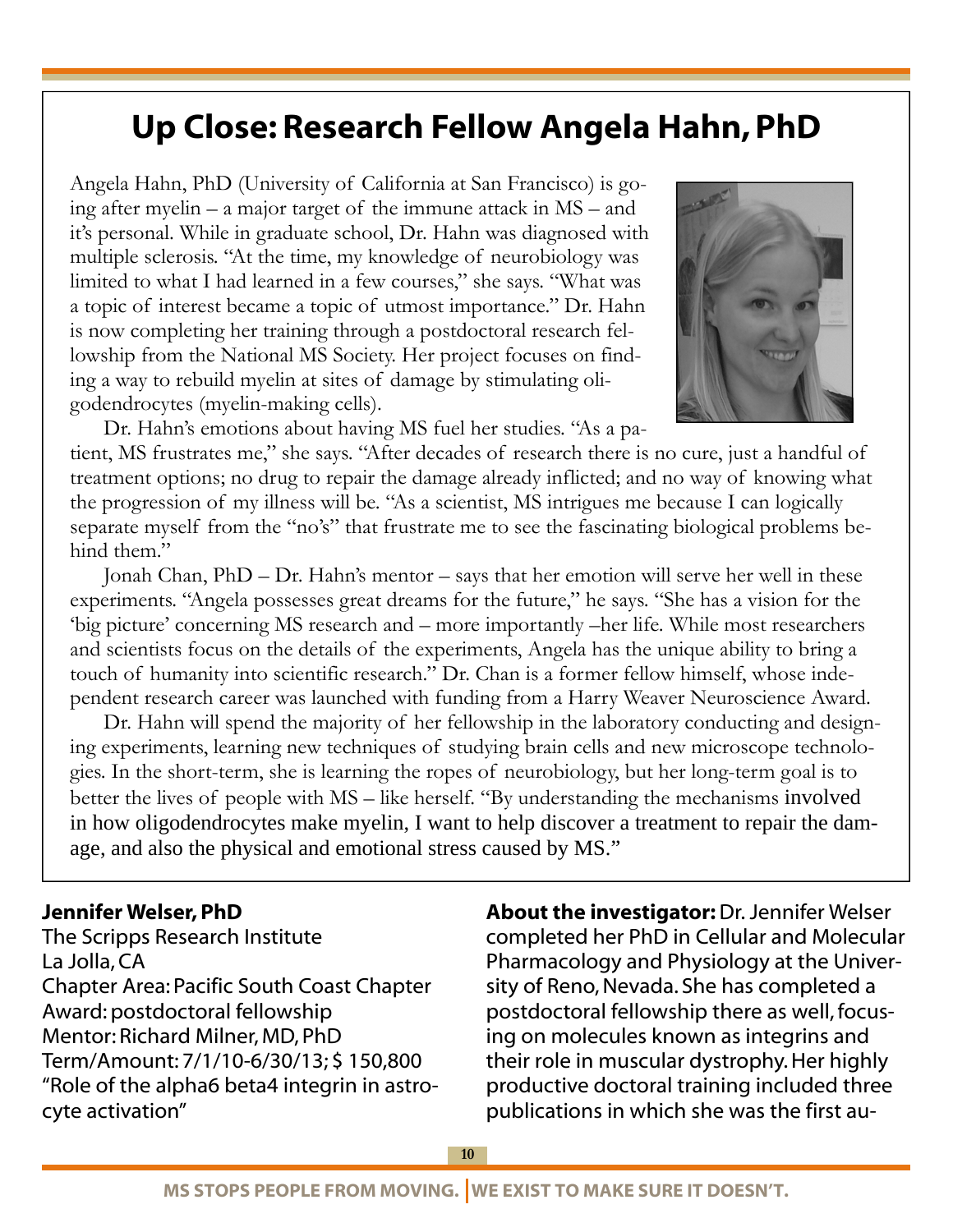# Up Close: Research Fellow Angela Hahn, PhD

Angela Hahn, PhD (University of California at San Francisco) is going after myelin – a major target of the immune attack in MS – and it's personal. While in graduate school, Dr. Hahn was diagnosed with multiple sclerosis. "At the time, my knowledge of neurobiology was limited to what I had learned in a few courses," she says. "What was a topic of interest became a topic of utmost importance." Dr. Hahn is now completing her training through a postdoctoral research fellowship from the National MS Society. Her project focuses on finding a way to rebuild myelin at sites of damage by stimulating oligodendrocytes (myelin-making cells).

Dr. Hahn's emotions about having MS fuel her studies. "As a patient, MS frustrates me," she says. "After decades of research there is no cure, just a handful of treatment options; no drug to repair the damage already inflicted; and no way of knowing what the progression of my illness will be. "As a scientist, MS intrigues me because I can logically separate myself from the "no's" that frustrate me to see the fascinating biological problems behind them."

Jonah Chan, PhD – Dr. Hahn's mentor – says that her emotion will serve her well in these experiments. "Angela possesses great dreams for the future," he says. "She has a vision for the 'big picture' concerning MS research and – more importantly –her life. While most researchers and scientists focus on the details of the experiments, Angela has the unique ability to bring a touch of humanity into scientific research." Dr. Chan is a former fellow himself, whose independent research career was launched with funding from a Harry Weaver Neuroscience Award.

Dr. Hahn will spend the majority of her fellowship in the laboratory conducting and designing experiments, learning new techniques of studying brain cells and new microscope technologies. In the short-term, she is learning the ropes of neurobiology, but her long-term goal is to better the lives of people with MS – like herself. "By understanding the mechanisms involved in how oligodendrocytes make myelin, I want to help discover a treatment to repair the damage, and also the physical and emotional stress caused by MS."

**Jennifer Welser, PhD**
The Scripps Research Institute
La Jolla, CA
Chapter Area: Pacific South Coast Chapter
Award: postdoctoral fellowship
Mentor: Richard Milner, MD, PhD
Term/Amount: 7/1/10-6/30/13; $ 150,800
"Role of the alpha6 beta4 integrin in astrocyte activation"

**About the investigator:** Dr. Jennifer Welser completed her PhD in Cellular and Molecular Pharmacology and Physiology at the University of Reno, Nevada. She has completed a postdoctoral fellowship there as well, focusing on molecules known as integrins and their role in muscular dystrophy. Her highly productive doctoral training included three publications in which she was the first au-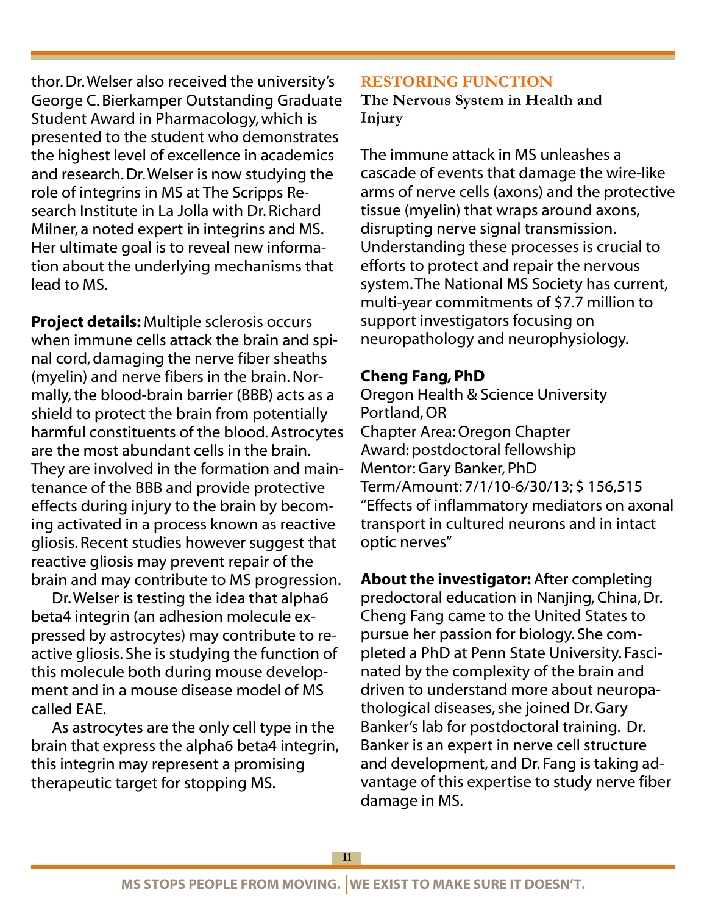thor. Dr. Welser also received the university's George C. Bierkamper Outstanding Graduate Student Award in Pharmacology, which is presented to the student who demonstrates the highest level of excellence in academics and research. Dr. Welser is now studying the role of integrins in MS at The Scripps Research Institute in La Jolla with Dr. Richard Milner, a noted expert in integrins and MS. Her ultimate goal is to reveal new information about the underlying mechanisms that lead to MS.

**Project details:** Multiple sclerosis occurs when immune cells attack the brain and spinal cord, damaging the nerve fiber sheaths (myelin) and nerve fibers in the brain. Normally, the blood-brain barrier (BBB) acts as a shield to protect the brain from potentially harmful constituents of the blood. Astrocytes are the most abundant cells in the brain. They are involved in the formation and maintenance of the BBB and provide protective effects during injury to the brain by becoming activated in a process known as reactive gliosis. Recent studies however suggest that reactive gliosis may prevent repair of the brain and may contribute to MS progression.

Dr. Welser is testing the idea that alpha6 beta4 integrin (an adhesion molecule expressed by astrocytes) may contribute to reactive gliosis. She is studying the function of this molecule both during mouse development and in a mouse disease model of MS called EAE.

As astrocytes are the only cell type in the brain that express the alpha6 beta4 integrin, this integrin may represent a promising therapeutic target for stopping MS.

## RESTORING FUNCTION

### The Nervous System in Health and Injury

The immune attack in MS unleashes a cascade of events that damage the wire-like arms of nerve cells (axons) and the protective tissue (myelin) that wraps around axons, disrupting nerve signal transmission. Understanding these processes is crucial to efforts to protect and repair the nervous system. The National MS Society has current, multi-year commitments of $7.7 million to support investigators focusing on neuropathology and neurophysiology.

**Cheng Fang, PhD**
Oregon Health & Science University
Portland, OR
Chapter Area: Oregon Chapter
Award: postdoctoral fellowship
Mentor: Gary Banker, PhD
Term/Amount: 7/1/10-6/30/13; $ 156,515
"Effects of inflammatory mediators on axonal transport in cultured neurons and in intact optic nerves"

**About the investigator:** After completing predoctoral education in Nanjing, China, Dr. Cheng Fang came to the United States to pursue her passion for biology. She completed a PhD at Penn State University. Fascinated by the complexity of the brain and driven to understand more about neuropathological diseases, she joined Dr. Gary Banker's lab for postdoctoral training. Dr. Banker is an expert in nerve cell structure and development, and Dr. Fang is taking advantage of this expertise to study nerve fiber damage in MS.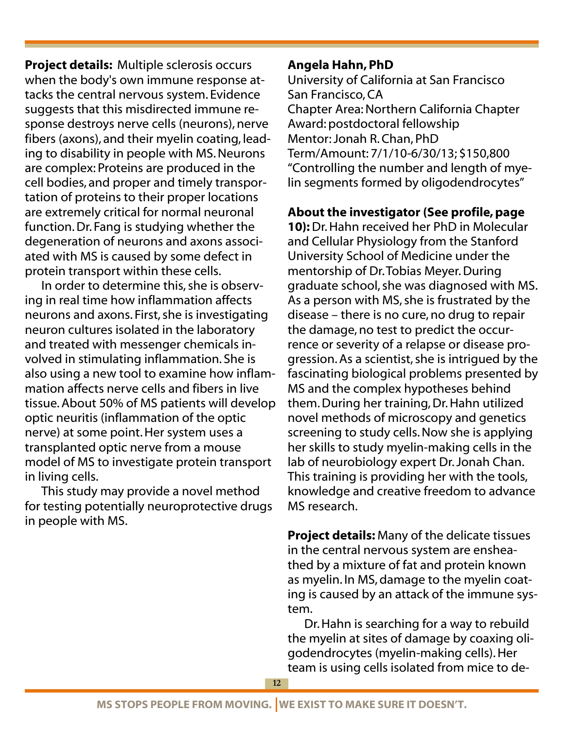**Project details:** Multiple sclerosis occurs when the body's own immune response attacks the central nervous system. Evidence suggests that this misdirected immune response destroys nerve cells (neurons), nerve fibers (axons), and their myelin coating, leading to disability in people with MS. Neurons are complex: Proteins are produced in the cell bodies, and proper and timely transportation of proteins to their proper locations are extremely critical for normal neuronal function. Dr. Fang is studying whether the degeneration of neurons and axons associated with MS is caused by some defect in protein transport within these cells.

In order to determine this, she is observing in real time how inflammation affects neurons and axons. First, she is investigating neuron cultures isolated in the laboratory and treated with messenger chemicals involved in stimulating inflammation. She is also using a new tool to examine how inflammation affects nerve cells and fibers in live tissue. About 50% of MS patients will develop optic neuritis (inflammation of the optic nerve) at some point. Her system uses a transplanted optic nerve from a mouse model of MS to investigate protein transport in living cells.

This study may provide a novel method for testing potentially neuroprotective drugs in people with MS.

**Angela Hahn, PhD**
University of California at San Francisco
San Francisco, CA
Chapter Area: Northern California Chapter
Award: postdoctoral fellowship
Mentor: Jonah R. Chan, PhD
Term/Amount: 7/1/10-6/30/13; $150,800
"Controlling the number and length of myelin segments formed by oligodendrocytes"

**About the investigator (See profile, page 10):** Dr. Hahn received her PhD in Molecular and Cellular Physiology from the Stanford University School of Medicine under the mentorship of Dr. Tobias Meyer. During graduate school, she was diagnosed with MS. As a person with MS, she is frustrated by the disease – there is no cure, no drug to repair the damage, no test to predict the occurrence or severity of a relapse or disease progression. As a scientist, she is intrigued by the fascinating biological problems presented by MS and the complex hypotheses behind them. During her training, Dr. Hahn utilized novel methods of microscopy and genetics screening to study cells. Now she is applying her skills to study myelin-making cells in the lab of neurobiology expert Dr. Jonah Chan. This training is providing her with the tools, knowledge and creative freedom to advance MS research.

**Project details:** Many of the delicate tissues in the central nervous system are ensheathed by a mixture of fat and protein known as myelin. In MS, damage to the myelin coating is caused by an attack of the immune system.

Dr. Hahn is searching for a way to rebuild the myelin at sites of damage by coaxing oligodendrocytes (myelin-making cells). Her team is using cells isolated from mice to de-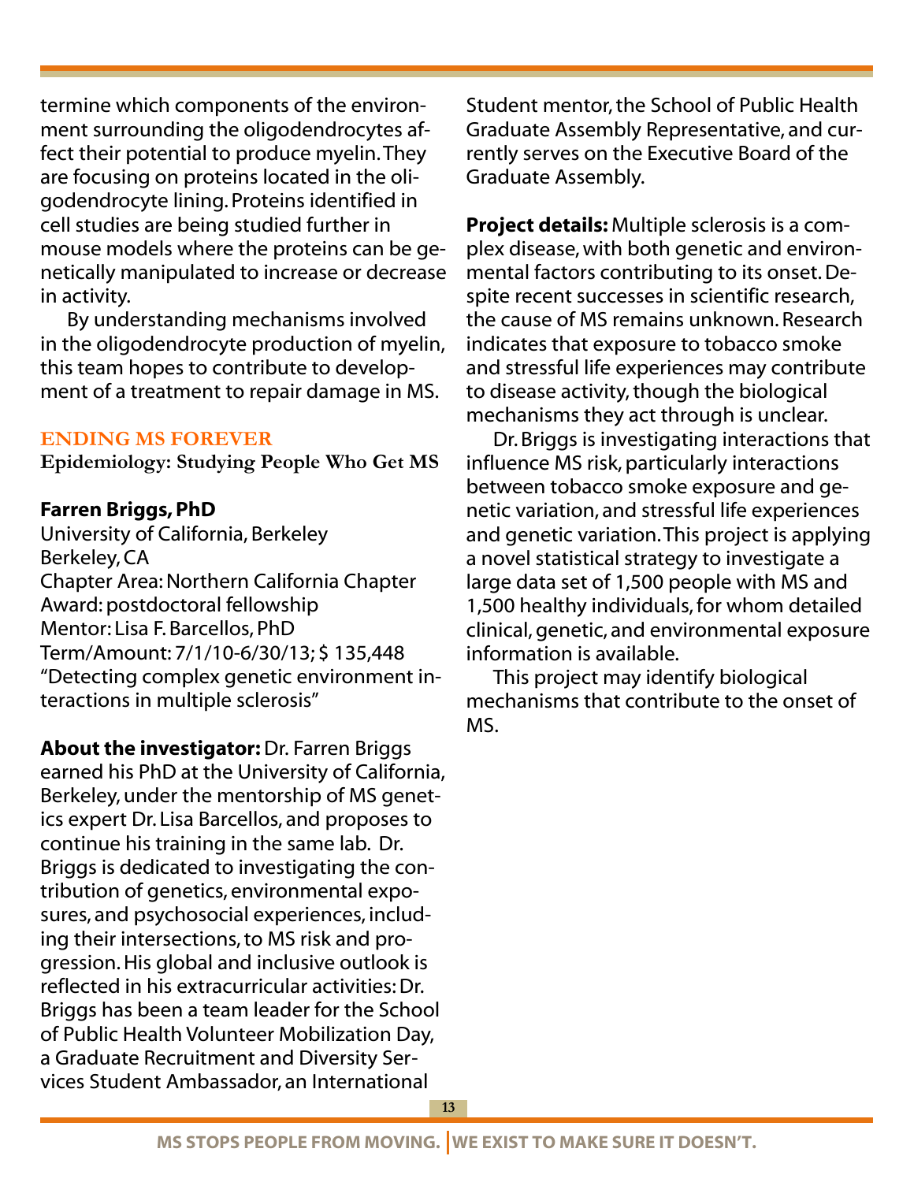termine which components of the environment surrounding the oligodendrocytes affect their potential to produce myelin. They are focusing on proteins located in the oligodendrocyte lining. Proteins identified in cell studies are being studied further in mouse models where the proteins can be genetically manipulated to increase or decrease in activity.

By understanding mechanisms involved in the oligodendrocyte production of myelin, this team hopes to contribute to development of a treatment to repair damage in MS.

## ENDING MS FOREVER

**Epidemiology: Studying People Who Get MS**

**Farren Briggs, PhD**
University of California, Berkeley
Berkeley, CA
Chapter Area: Northern California Chapter
Award: postdoctoral fellowship
Mentor: Lisa F. Barcellos, PhD
Term/Amount: 7/1/10-6/30/13; $ 135,448
"Detecting complex genetic environment interactions in multiple sclerosis"

**About the investigator:** Dr. Farren Briggs earned his PhD at the University of California, Berkeley, under the mentorship of MS genetics expert Dr. Lisa Barcellos, and proposes to continue his training in the same lab. Dr. Briggs is dedicated to investigating the contribution of genetics, environmental exposures, and psychosocial experiences, including their intersections, to MS risk and progression. His global and inclusive outlook is reflected in his extracurricular activities: Dr. Briggs has been a team leader for the School of Public Health Volunteer Mobilization Day, a Graduate Recruitment and Diversity Services Student Ambassador, an International Student mentor, the School of Public Health Graduate Assembly Representative, and currently serves on the Executive Board of the Graduate Assembly.

**Project details:** Multiple sclerosis is a complex disease, with both genetic and environmental factors contributing to its onset. Despite recent successes in scientific research, the cause of MS remains unknown. Research indicates that exposure to tobacco smoke and stressful life experiences may contribute to disease activity, though the biological mechanisms they act through is unclear.

Dr. Briggs is investigating interactions that influence MS risk, particularly interactions between tobacco smoke exposure and genetic variation, and stressful life experiences and genetic variation. This project is applying a novel statistical strategy to investigate a large data set of 1,500 people with MS and 1,500 healthy individuals, for whom detailed clinical, genetic, and environmental exposure information is available.

This project may identify biological mechanisms that contribute to the onset of MS.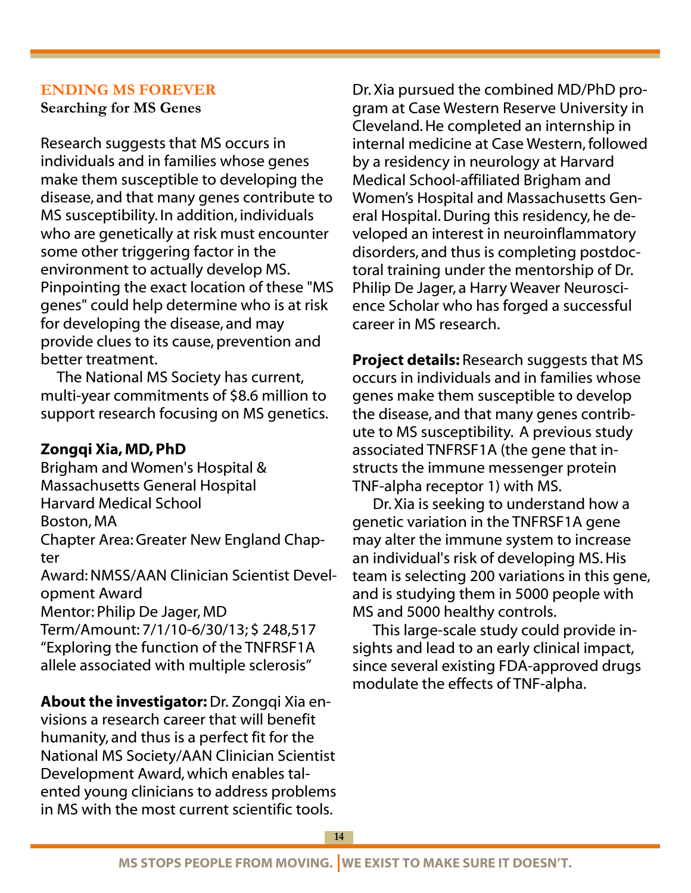## ENDING MS FOREVER

### Searching for MS Genes

Research suggests that MS occurs in individuals and in families whose genes make them susceptible to developing the disease, and that many genes contribute to MS susceptibility. In addition, individuals who are genetically at risk must encounter some other triggering factor in the environment to actually develop MS. Pinpointing the exact location of these "MS genes" could help determine who is at risk for developing the disease, and may provide clues to its cause, prevention and better treatment.

The National MS Society has current, multi-year commitments of $8.6 million to support research focusing on MS genetics.

**Zongqi Xia, MD, PhD**
Brigham and Women's Hospital & Massachusetts General Hospital
Harvard Medical School
Boston, MA
Chapter Area: Greater New England Chapter
Award: NMSS/AAN Clinician Scientist Development Award
Mentor: Philip De Jager, MD
Term/Amount: 7/1/10-6/30/13; $ 248,517
"Exploring the function of the TNFRSF1A allele associated with multiple sclerosis"

**About the investigator:** Dr. Zongqi Xia envisions a research career that will benefit humanity, and thus is a perfect fit for the National MS Society/AAN Clinician Scientist Development Award, which enables talented young clinicians to address problems in MS with the most current scientific tools.

Dr. Xia pursued the combined MD/PhD program at Case Western Reserve University in Cleveland. He completed an internship in internal medicine at Case Western, followed by a residency in neurology at Harvard Medical School-affiliated Brigham and Women's Hospital and Massachusetts General Hospital. During this residency, he developed an interest in neuroinflammatory disorders, and thus is completing postdoctoral training under the mentorship of Dr. Philip De Jager, a Harry Weaver Neuroscience Scholar who has forged a successful career in MS research.

**Project details:** Research suggests that MS occurs in individuals and in families whose genes make them susceptible to develop the disease, and that many genes contribute to MS susceptibility. A previous study associated TNFRSF1A (the gene that instructs the immune messenger protein TNF-alpha receptor 1) with MS.

Dr. Xia is seeking to understand how a genetic variation in the TNFRSF1A gene may alter the immune system to increase an individual's risk of developing MS. His team is selecting 200 variations in this gene, and is studying them in 5000 people with MS and 5000 healthy controls.

This large-scale study could provide insights and lead to an early clinical impact, since several existing FDA-approved drugs modulate the effects of TNF-alpha.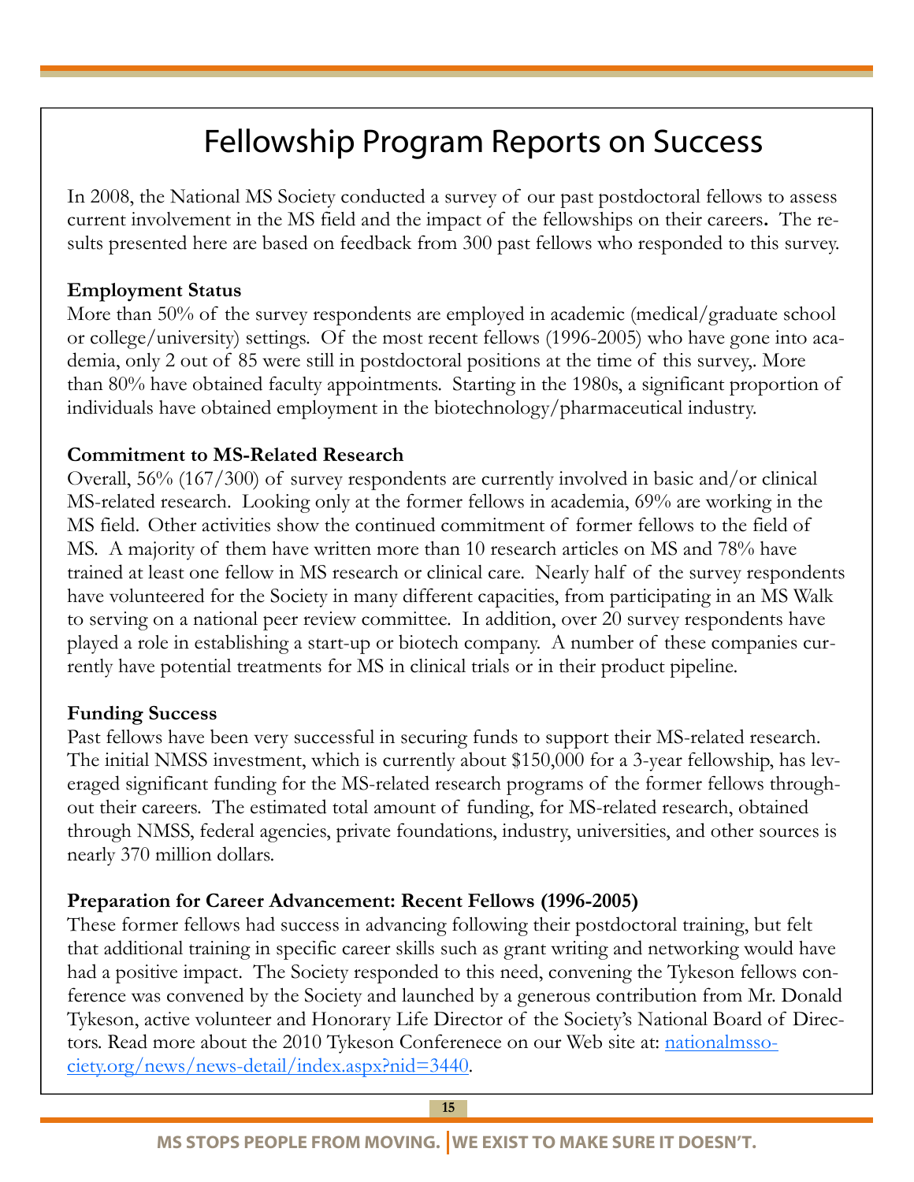# Fellowship Program Reports on Success

In 2008, the National MS Society conducted a survey of our past postdoctoral fellows to assess current involvement in the MS field and the impact of the fellowships on their careers**.** The results presented here are based on feedback from 300 past fellows who responded to this survey.

**Employment Status**

More than 50% of the survey respondents are employed in academic (medical/graduate school or college/university) settings. Of the most recent fellows (1996-2005) who have gone into academia, only 2 out of 85 were still in postdoctoral positions at the time of this survey,. More than 80% have obtained faculty appointments. Starting in the 1980s, a significant proportion of individuals have obtained employment in the biotechnology/pharmaceutical industry.

**Commitment to MS-Related Research**

Overall, 56% (167/300) of survey respondents are currently involved in basic and/or clinical MS-related research. Looking only at the former fellows in academia, 69% are working in the MS field. Other activities show the continued commitment of former fellows to the field of MS. A majority of them have written more than 10 research articles on MS and 78% have trained at least one fellow in MS research or clinical care. Nearly half of the survey respondents have volunteered for the Society in many different capacities, from participating in an MS Walk to serving on a national peer review committee. In addition, over 20 survey respondents have played a role in establishing a start-up or biotech company. A number of these companies currently have potential treatments for MS in clinical trials or in their product pipeline.

**Funding Success**

Past fellows have been very successful in securing funds to support their MS-related research. The initial NMSS investment, which is currently about $150,000 for a 3-year fellowship, has leveraged significant funding for the MS-related research programs of the former fellows throughout their careers. The estimated total amount of funding, for MS-related research, obtained through NMSS, federal agencies, private foundations, industry, universities, and other sources is nearly 370 million dollars.

**Preparation for Career Advancement: Recent Fellows (1996-2005)**

These former fellows had success in advancing following their postdoctoral training, but felt that additional training in specific career skills such as grant writing and networking would have had a positive impact. The Society responded to this need, convening the Tykeson fellows conference was convened by the Society and launched by a generous contribution from Mr. Donald Tykeson, active volunteer and Honorary Life Director of the Society's National Board of Directors. Read more about the 2010 Tykeson Conferenece on our Web site at: [nationalmssociety.org/news/news-detail/index.aspx?nid=3440](nationalmssociety.org/news/news-detail/index.aspx?nid=3440).

MS STOPS PEOPLE FROM MOVING. | WE EXIST TO MAKE SURE IT DOESN'T.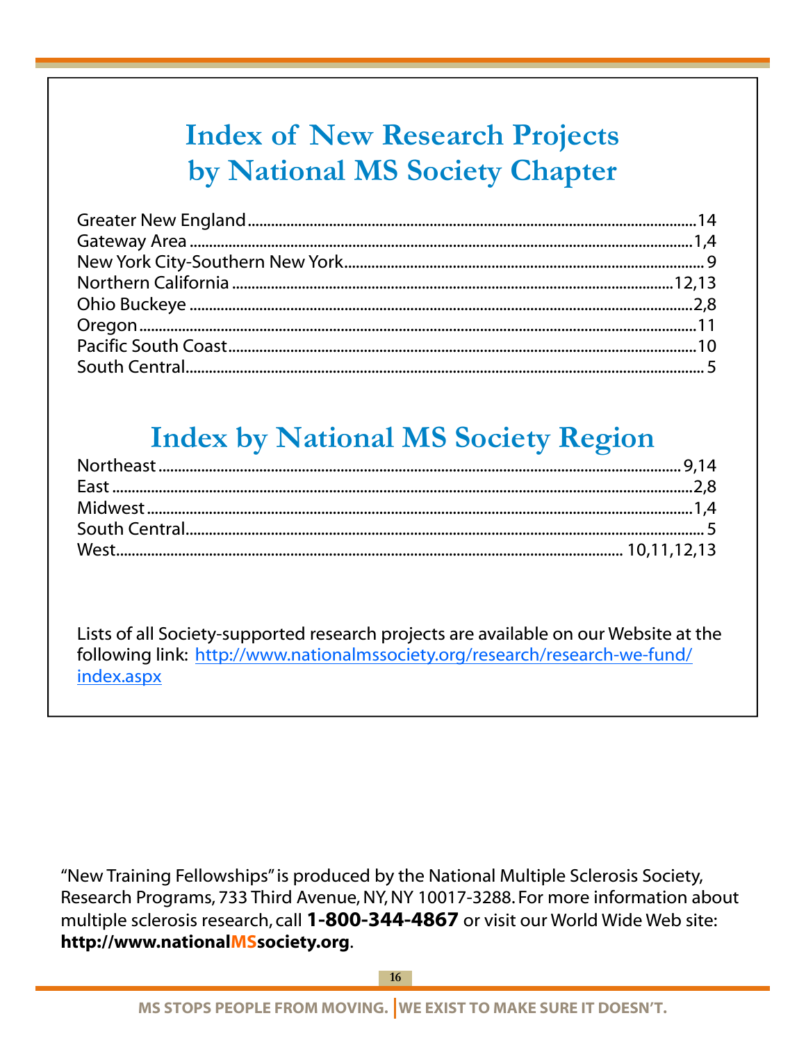## Index of New Research Projects by National MS Society Chapter

Greater New England....................14
Gateway Area....................1,4
New York City-Southern New York....................9
Northern California....................12,13
Ohio Buckeye....................2,8
Oregon....................11
Pacific South Coast....................10
South Central....................5

## Index by National MS Society Region

Northeast....................9,14
East....................2,8
Midwest....................1,4
South Central....................5
West....................10,11,12,13

Lists of all Society-supported research projects are available on our Website at the following link: http://www.nationalmssociety.org/research/research-we-fund/index.aspx

"New Training Fellowships" is produced by the National Multiple Sclerosis Society, Research Programs, 733 Third Avenue, NY, NY 10017-3288. For more information about multiple sclerosis research, call **1-800-344-4867** or visit our World Wide Web site: **http://www.nationalMSsociety.org**.

MS STOPS PEOPLE FROM MOVING. | WE EXIST TO MAKE SURE IT DOESN'T.